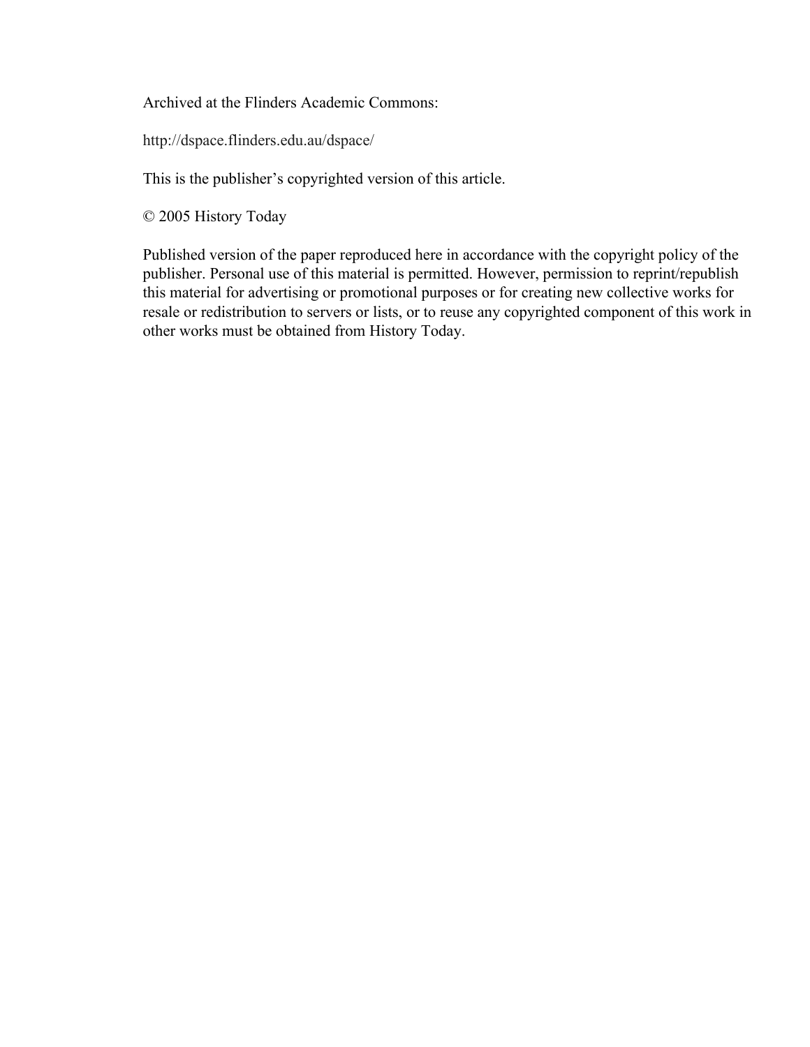Archived at the Flinders Academic Commons:

http://dspace.flinders.edu.au/dspace/

This is the publisher's copyrighted version of this article.

© 2005 History Today

Published version of the paper reproduced here in accordance with the copyright policy of the publisher. Personal use of this material is permitted. However, permission to reprint/republish this material for advertising or promotional purposes or for creating new collective works for resale or redistribution to servers or lists, or to reuse any copyrighted component of this work in other works must be obtained from History Today.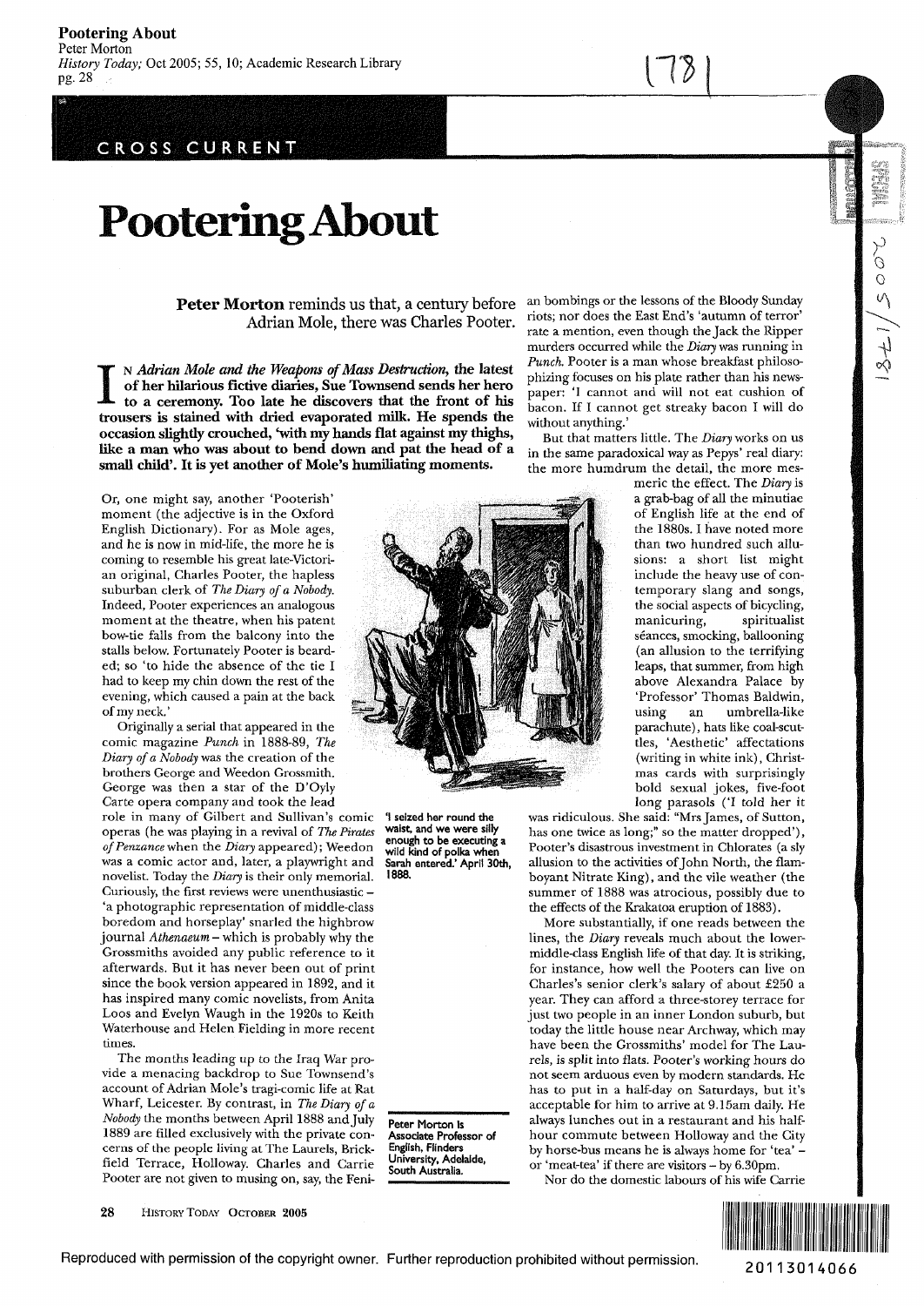CROSS CURRENT

# Pootering About

**Peter Morton** reminds us that, a century before Adrian Mole, there was Charles Pooter.

**IN *Adrian Mole and the Weapons of Mass Destruction*, the latest of her hilarious fictive diaries, Sue Townsend sends her hero to a ceremony. Too late he discovers that the front of his trousers is stained with dried evaporated milk. He spends the occasion slightly crouched, 'with my hands flat against my thighs, like a man who was about to bend down and pat the head of a small child'. It is yet another of Mole's humiliating moments.**

Or, one might say, another 'Pooterish' moment (the adjective is in the Oxford English Dictionary). For as Mole ages, and he is now in mid-life, the more he is coming to resemble his great late-Victorian original, Charles Pooter, the hapless suburban clerk of *The Diary of a Nobody*. Indeed, Pooter experiences an analogous moment at the theatre, when his patent bow-tie falls from the balcony into the stalls below. Fortunately Pooter is bearded; so 'to hide the absence of the tie I had to keep my chin down the rest of the evening, which caused a pain at the back of my neck.'

Originally a serial that appeared in the comic magazine *Punch* in 1888-89, *The Diary of a Nobody* was the creation of the brothers George and Weedon Grossmith. George was then a star of the D'Oyly Carte opera company and took the lead role in many of Gilbert and Sullivan's comic operas (he was playing in a revival of *The Pirates of Penzance* when the *Diary* appeared); Weedon was a comic actor and, later, a playwright and novelist. Today the *Diary* is their only memorial. Curiously, the first reviews were unenthusiastic – 'a photographic representation of middle-class boredom and horseplay' snarled the highbrow journal *Athenaeum* – which is probably why the Grossmiths avoided any public reference to it afterwards. But it has never been out of print since the book version appeared in 1892, and it has inspired many comic novelists, from Anita Loos and Evelyn Waugh in the 1920s to Keith Waterhouse and Helen Fielding in more recent times.

The months leading up to the Iraq War provide a menacing backdrop to Sue Townsend's account of Adrian Mole's tragi-comic life at Rat Wharf, Leicester. By contrast, in *The Diary of a Nobody* the months between April 1888 and July 1889 are filled exclusively with the private concerns of the people living at The Laurels, Brickfield Terrace, Holloway. Charles and Carrie Pooter are not given to musing on, say, the Fenian bombings or the lessons of the Bloody Sunday riots; nor does the East End's 'autumn of terror' rate a mention, even though the Jack the Ripper murders occurred while the *Diary* was running in *Punch*. Pooter is a man whose breakfast philosophizing focuses on his plate rather than his newspaper: 'I cannot and will not eat cushion of bacon. If I cannot get streaky bacon I will do without anything.'

'I seized her round the waist, and we were silly enough to be executing a wild kind of polka when Sarah entered.' April 30th, 1888.

But that matters little. The *Diary* works on us in the same paradoxical way as Pepys' real diary: the more humdrum the detail, the more mesmeric the effect. The *Diary* is a grab-bag of all the minutiae of English life at the end of the 1880s. I have noted more than two hundred such allusions: a short list might include the heavy use of contemporary slang and songs, the social aspects of bicycling, manicuring, spiritualist séances, smocking, ballooning (an allusion to the terrifying leaps, that summer, from high above Alexandra Palace by 'Professor' Thomas Baldwin, using an umbrella-like parachute), hats like coal-scuttles, 'Aesthetic' affectations (writing in white ink), Christmas cards with surprisingly bold sexual jokes, five-foot long parasols ('I told her it was ridiculous. She said: "Mrs James, of Sutton, has one twice as long;" so the matter dropped'), Pooter's disastrous investment in Chlorates (a sly allusion to the activities of John North, the flamboyant Nitrate King), and the vile weather (the summer of 1888 was atrocious, possibly due to the effects of the Krakatoa eruption of 1883).

More substantially, if one reads between the lines, the *Diary* reveals much about the lower-middle-class English life of that day. It is striking, for instance, how well the Pooters can live on Charles's senior clerk's salary of about £250 a year. They can afford a three-storey terrace for just two people in an inner London suburb, but today the little house near Archway, which may have been the Grossmiths' model for The Laurels, is split into flats. Pooter's working hours do not seem arduous even by modern standards. He has to put in a half-day on Saturdays, but it's acceptable for him to arrive at 9.15am daily. He always lunches out in a restaurant and his half-hour commute between Holloway and the City by horse-bus means he is always home for 'tea' – or 'meat-tea' if there are visitors – by 6.30pm.

Nor do the domestic labours of his wife Carrie

Peter Morton is Associate Professor of English, Flinders University, Adelaide, South Australia.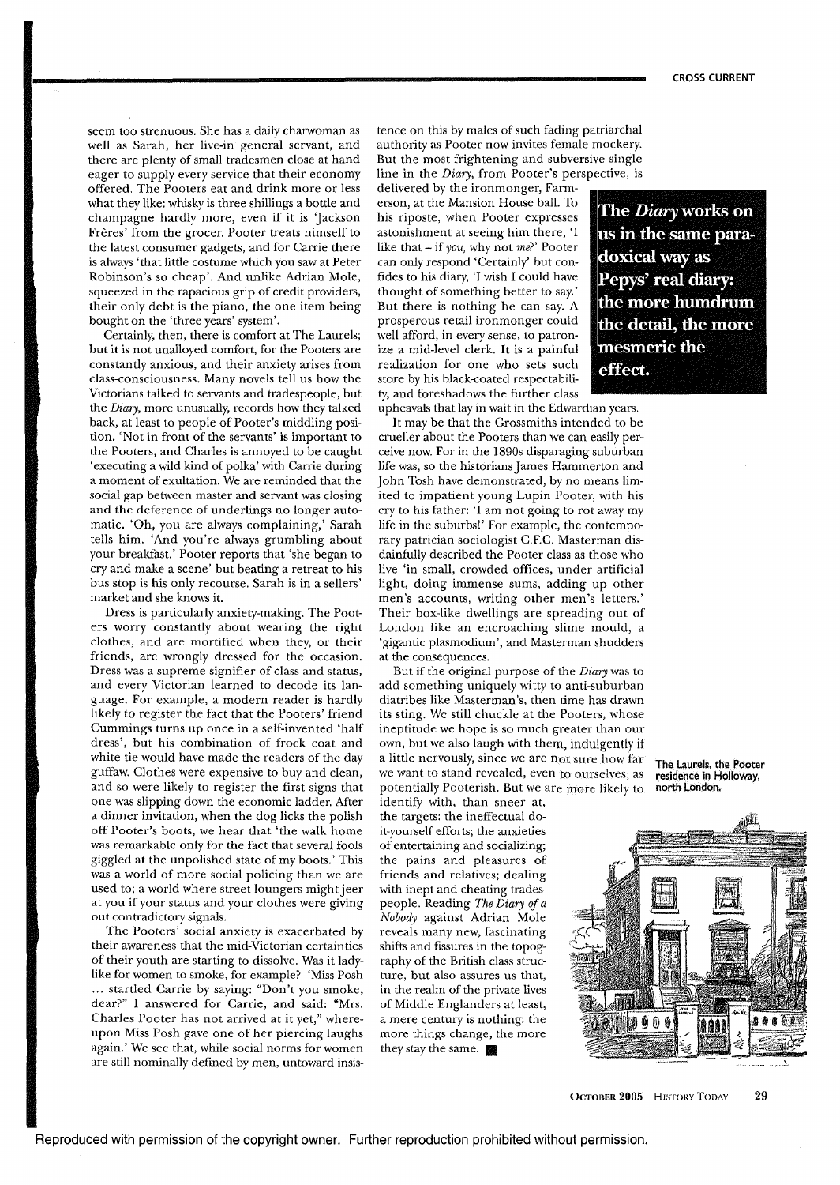seem too strenuous. She has a daily charwoman as well as Sarah, her live-in general servant, and there are plenty of small tradesmen close at hand eager to supply every service that their economy offered. The Pooters eat and drink more or less what they like: whisky is three shillings a bottle and champagne hardly more, even if it is 'Jackson Frères' from the grocer. Pooter treats himself to the latest consumer gadgets, and for Carrie there is always 'that little costume which you saw at Peter Robinson's so cheap'. And unlike Adrian Mole, squeezed in the rapacious grip of credit providers, their only debt is the piano, the one item being bought on the 'three years' system'.

Certainly, then, there is comfort at The Laurels; but it is not unalloyed comfort, for the Pooters are constantly anxious, and their anxiety arises from class-consciousness. Many novels tell us how the Victorians talked to servants and tradespeople, but the *Diary*, more unusually, records how they talked back, at least to people of Pooter's middling position. 'Not in front of the servants' is important to the Pooters, and Charles is annoyed to be caught 'executing a wild kind of polka' with Carrie during a moment of exultation. We are reminded that the social gap between master and servant was closing and the deference of underlings no longer automatic. 'Oh, you are always complaining,' Sarah tells him. 'And you're always grumbling about your breakfast.' Pooter reports that 'she began to cry and make a scene' but beating a retreat to his bus stop is his only recourse. Sarah is in a sellers' market and she knows it.

Dress is particularly anxiety-making. The Pooters worry constantly about wearing the right clothes, and are mortified when they, or their friends, are wrongly dressed for the occasion. Dress was a supreme signifier of class and status, and every Victorian learned to decode its language. For example, a modern reader is hardly likely to register the fact that the Pooters' friend Cummings turns up once in a self-invented 'half dress', but his combination of frock coat and white tie would have made the readers of the day guffaw. Clothes were expensive to buy and clean, and so were likely to register the first signs that one was slipping down the economic ladder. After a dinner invitation, when the dog licks the polish off Pooter's boots, we hear that 'the walk home was remarkable only for the fact that several fools giggled at the unpolished state of my boots.' This was a world of more social policing than we are used to; a world where street loungers might jeer at you if your status and your clothes were giving out contradictory signals.

The Pooters' social anxiety is exacerbated by their awareness that the mid-Victorian certainties of their youth are starting to dissolve. Was it lady-like for women to smoke, for example? 'Miss Posh ... startled Carrie by saying: "Don't you smoke, dear?" I answered for Carrie, and said: "Mrs. Charles Pooter has not arrived at it yet," whereupon Miss Posh gave one of her piercing laughs again.' We see that, while social norms for women are still nominally defined by men, untoward insistence on this by males of such fading patriarchal authority as Pooter now invites female mockery. But the most frightening and subversive single line in the *Diary*, from Pooter's perspective, is delivered by the ironmonger, Farmerson, at the Mansion House ball. To his riposte, when Pooter expresses astonishment at seeing him there, 'I like that – if *you*, why not *me*?' Pooter can only respond 'Certainly' but confides to his diary, 'I wish I could have thought of something better to say.' But there is nothing he can say. A prosperous retail ironmonger could well afford, in every sense, to patronize a mid-level clerk. It is a painful realization for one who sets such store by his black-coated respectability, and foreshadows the further class upheavals that lay in wait in the Edwardian years.

**The *Diary* works on us in the same paradoxical way as Pepys' real diary: the more humdrum the detail, the more mesmeric the effect.**

It may be that the Grossmiths intended to be crueller about the Pooters than we can easily perceive now. For in the 1890s disparaging suburban life was, so the historians James Hammerton and John Tosh have demonstrated, by no means limited to impatient young Lupin Pooter, with his cry to his father: 'I am not going to rot away my life in the suburbs!' For example, the contemporary patrician sociologist C.F.C. Masterman disdainfully described the Pooter class as those who live 'in small, crowded offices, under artificial light, doing immense sums, adding up other men's accounts, writing other men's letters.' Their box-like dwellings are spreading out of London like an encroaching slime mould, a 'gigantic plasmodium', and Masterman shudders at the consequences.

But if the original purpose of the *Diary* was to add something uniquely witty to anti-suburban diatribes like Masterman's, then time has drawn its sting. We still chuckle at the Pooters, whose ineptitude we hope is so much greater than our own, but we also laugh with them, indulgently if a little nervously, since we are not sure how far we want to stand revealed, even to ourselves, as potentially Pooterish. But we are more likely to identify with, than sneer at, the targets: the ineffectual do-it-yourself efforts; the anxieties of entertaining and socializing; the pains and pleasures of friends and relatives; dealing with inept and cheating tradespeople. Reading *The Diary of a Nobody* against Adrian Mole reveals many new, fascinating shifts and fissures in the topography of the British class structure, but also assures us that, in the realm of the private lives of Middle Englanders at least, a mere century is nothing: the more things change, the more they stay the same. ■

The Laurels, the Pooter residence in Holloway, north London.